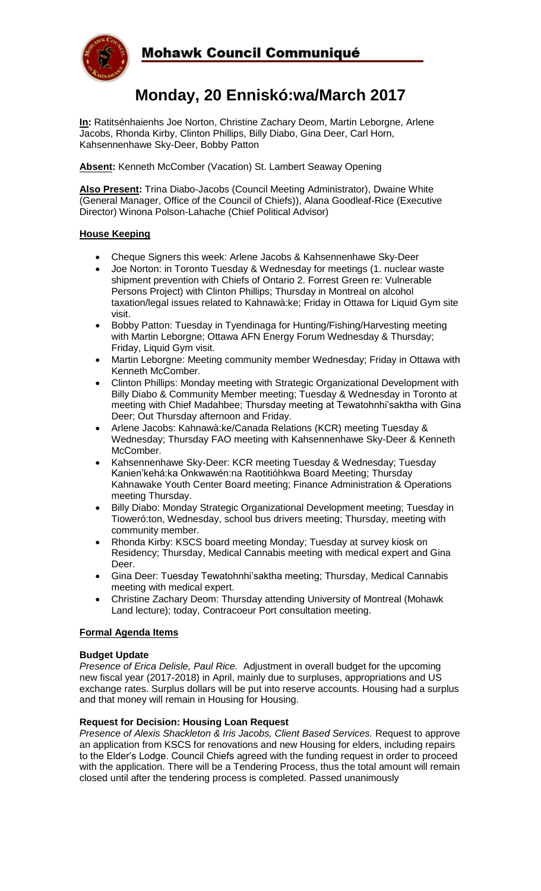# Mohawk Council Communiqué

# Monday, 20 Enniskó:wa/March 2017

**In:** Ratitsénhaienhs Joe Norton, Christine Zachary Deom, Martin Leborgne, Arlene Jacobs, Rhonda Kirby, Clinton Phillips, Billy Diabo, Gina Deer, Carl Horn, Kahsennenhawe Sky-Deer, Bobby Patton

**Absent:** Kenneth McComber (Vacation) St. Lambert Seaway Opening

**Also Present:** Trina Diabo-Jacobs (Council Meeting Administrator), Dwaine White (General Manager, Office of the Council of Chiefs)), Alana Goodleaf-Rice (Executive Director) Winona Polson-Lahache (Chief Political Advisor)

## House Keeping

- Cheque Signers this week: Arlene Jacobs & Kahsennenhawe Sky-Deer
- Joe Norton: in Toronto Tuesday & Wednesday for meetings (1. nuclear waste shipment prevention with Chiefs of Ontario 2. Forrest Green re: Vulnerable Persons Project) with Clinton Phillips; Thursday in Montreal on alcohol taxation/legal issues related to Kahnawà:ke; Friday in Ottawa for Liquid Gym site visit.
- Bobby Patton: Tuesday in Tyendinaga for Hunting/Fishing/Harvesting meeting with Martin Leborgne; Ottawa AFN Energy Forum Wednesday & Thursday; Friday, Liquid Gym visit.
- Martin Leborgne: Meeting community member Wednesday; Friday in Ottawa with Kenneth McComber.
- Clinton Phillips: Monday meeting with Strategic Organizational Development with Billy Diabo & Community Member meeting; Tuesday & Wednesday in Toronto at meeting with Chief Madahbee; Thursday meeting at Tewatohnhi'saktha with Gina Deer; Out Thursday afternoon and Friday.
- Arlene Jacobs: Kahnawà:ke/Canada Relations (KCR) meeting Tuesday & Wednesday; Thursday FAO meeting with Kahsennenhawe Sky-Deer & Kenneth McComber.
- Kahsennenhawe Sky-Deer: KCR meeting Tuesday & Wednesday; Tuesday Kanien'kehá:ka Onkwawén:na Raotitióhkwa Board Meeting; Thursday Kahnawake Youth Center Board meeting; Finance Administration & Operations meeting Thursday.
- Billy Diabo: Monday Strategic Organizational Development meeting; Tuesday in Tioweró:ton, Wednesday, school bus drivers meeting; Thursday, meeting with community member.
- Rhonda Kirby: KSCS board meeting Monday; Tuesday at survey kiosk on Residency; Thursday, Medical Cannabis meeting with medical expert and Gina Deer.
- Gina Deer: Tuesday Tewatohnhi'saktha meeting; Thursday, Medical Cannabis meeting with medical expert.
- Christine Zachary Deom: Thursday attending University of Montreal (Mohawk Land lecture); today, Contracoeur Port consultation meeting.

## Formal Agenda Items

### Budget Update

*Presence of Erica Delisle, Paul Rice.* Adjustment in overall budget for the upcoming new fiscal year (2017-2018) in April, mainly due to surpluses, appropriations and US exchange rates. Surplus dollars will be put into reserve accounts. Housing had a surplus and that money will remain in Housing for Housing.

### Request for Decision: Housing Loan Request

*Presence of Alexis Shackleton & Iris Jacobs, Client Based Services.* Request to approve an application from KSCS for renovations and new Housing for elders, including repairs to the Elder's Lodge. Council Chiefs agreed with the funding request in order to proceed with the application. There will be a Tendering Process, thus the total amount will remain closed until after the tendering process is completed. Passed unanimously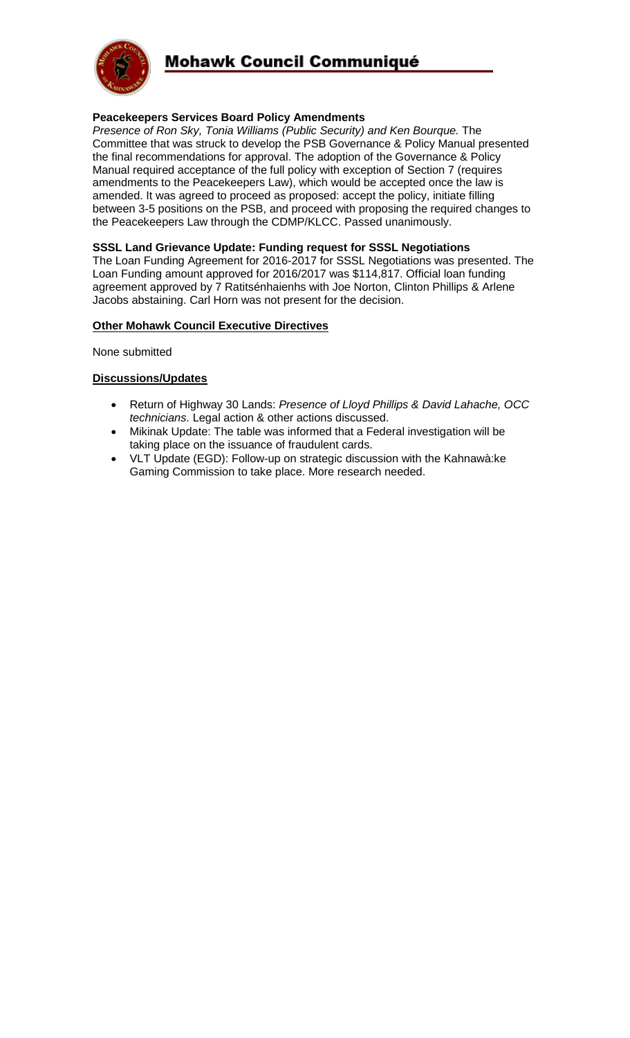# Mohawk Council Communiqué

**Peacekeepers Services Board Policy Amendments**

*Presence of Ron Sky, Tonia Williams (Public Security) and Ken Bourque.* The Committee that was struck to develop the PSB Governance & Policy Manual presented the final recommendations for approval. The adoption of the Governance & Policy Manual required acceptance of the full policy with exception of Section 7 (requires amendments to the Peacekeepers Law), which would be accepted once the law is amended. It was agreed to proceed as proposed: accept the policy, initiate filling between 3-5 positions on the PSB, and proceed with proposing the required changes to the Peacekeepers Law through the CDMP/KLCC. Passed unanimously.

**SSSL Land Grievance Update: Funding request for SSSL Negotiations**

The Loan Funding Agreement for 2016-2017 for SSSL Negotiations was presented. The Loan Funding amount approved for 2016/2017 was $114,817. Official loan funding agreement approved by 7 Ratitsénhaienhs with Joe Norton, Clinton Phillips & Arlene Jacobs abstaining. Carl Horn was not present for the decision.

**Other Mohawk Council Executive Directives**

None submitted

**Discussions/Updates**

- Return of Highway 30 Lands: *Presence of Lloyd Phillips & David Lahache, OCC technicians*. Legal action & other actions discussed.
- Mikinak Update: The table was informed that a Federal investigation will be taking place on the issuance of fraudulent cards.
- VLT Update (EGD): Follow-up on strategic discussion with the Kahnawà:ke Gaming Commission to take place. More research needed.